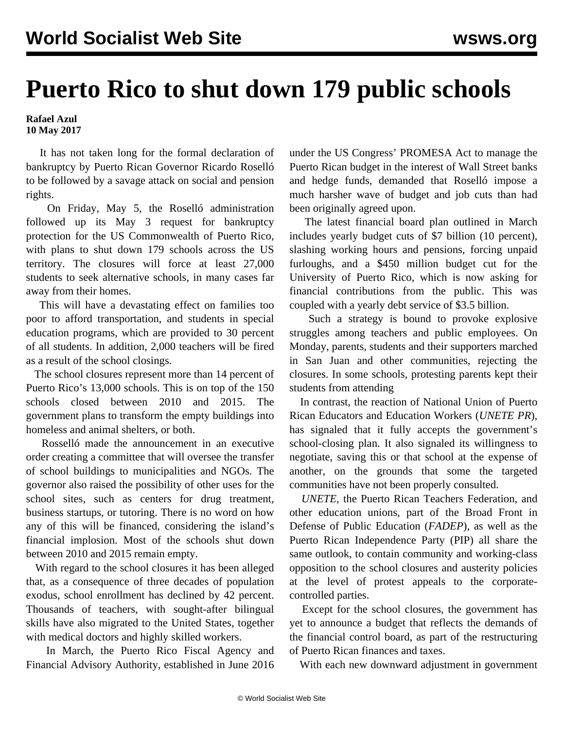# Puerto Rico to shut down 179 public schools

**Rafael Azul**
**10 May 2017**

It has not taken long for the formal declaration of bankruptcy by Puerto Rican Governor Ricardo Roselló to be followed by a savage attack on social and pension rights.

On Friday, May 5, the Roselló administration followed up its May 3 request for bankruptcy protection for the US Commonwealth of Puerto Rico, with plans to shut down 179 schools across the US territory. The closures will force at least 27,000 students to seek alternative schools, in many cases far away from their homes.

This will have a devastating effect on families too poor to afford transportation, and students in special education programs, which are provided to 30 percent of all students. In addition, 2,000 teachers will be fired as a result of the school closings.

The school closures represent more than 14 percent of Puerto Rico's 13,000 schools. This is on top of the 150 schools closed between 2010 and 2015. The government plans to transform the empty buildings into homeless and animal shelters, or both.

Rosselló made the announcement in an executive order creating a committee that will oversee the transfer of school buildings to municipalities and NGOs. The governor also raised the possibility of other uses for the school sites, such as centers for drug treatment, business startups, or tutoring. There is no word on how any of this will be financed, considering the island's financial implosion. Most of the schools shut down between 2010 and 2015 remain empty.

With regard to the school closures it has been alleged that, as a consequence of three decades of population exodus, school enrollment has declined by 42 percent. Thousands of teachers, with sought-after bilingual skills have also migrated to the United States, together with medical doctors and highly skilled workers.

In March, the Puerto Rico Fiscal Agency and Financial Advisory Authority, established in June 2016 under the US Congress' PROMESA Act to manage the Puerto Rican budget in the interest of Wall Street banks and hedge funds, demanded that Roselló impose a much harsher wave of budget and job cuts than had been originally agreed upon.

The latest financial board plan outlined in March includes yearly budget cuts of $7 billion (10 percent), slashing working hours and pensions, forcing unpaid furloughs, and a $450 million budget cut for the University of Puerto Rico, which is now asking for financial contributions from the public. This was coupled with a yearly debt service of $3.5 billion.

Such a strategy is bound to provoke explosive struggles among teachers and public employees. On Monday, parents, students and their supporters marched in San Juan and other communities, rejecting the closures. In some schools, protesting parents kept their students from attending

In contrast, the reaction of National Union of Puerto Rican Educators and Education Workers (*UNETE PR*), has signaled that it fully accepts the government's school-closing plan. It also signaled its willingness to negotiate, saving this or that school at the expense of another, on the grounds that some the targeted communities have not been properly consulted.

*UNETE*, the Puerto Rican Teachers Federation, and other education unions, part of the Broad Front in Defense of Public Education (*FADEP*), as well as the Puerto Rican Independence Party (PIP) all share the same outlook, to contain community and working-class opposition to the school closures and austerity policies at the level of protest appeals to the corporate-controlled parties.

Except for the school closures, the government has yet to announce a budget that reflects the demands of the financial control board, as part of the restructuring of Puerto Rican finances and taxes.

With each new downward adjustment in government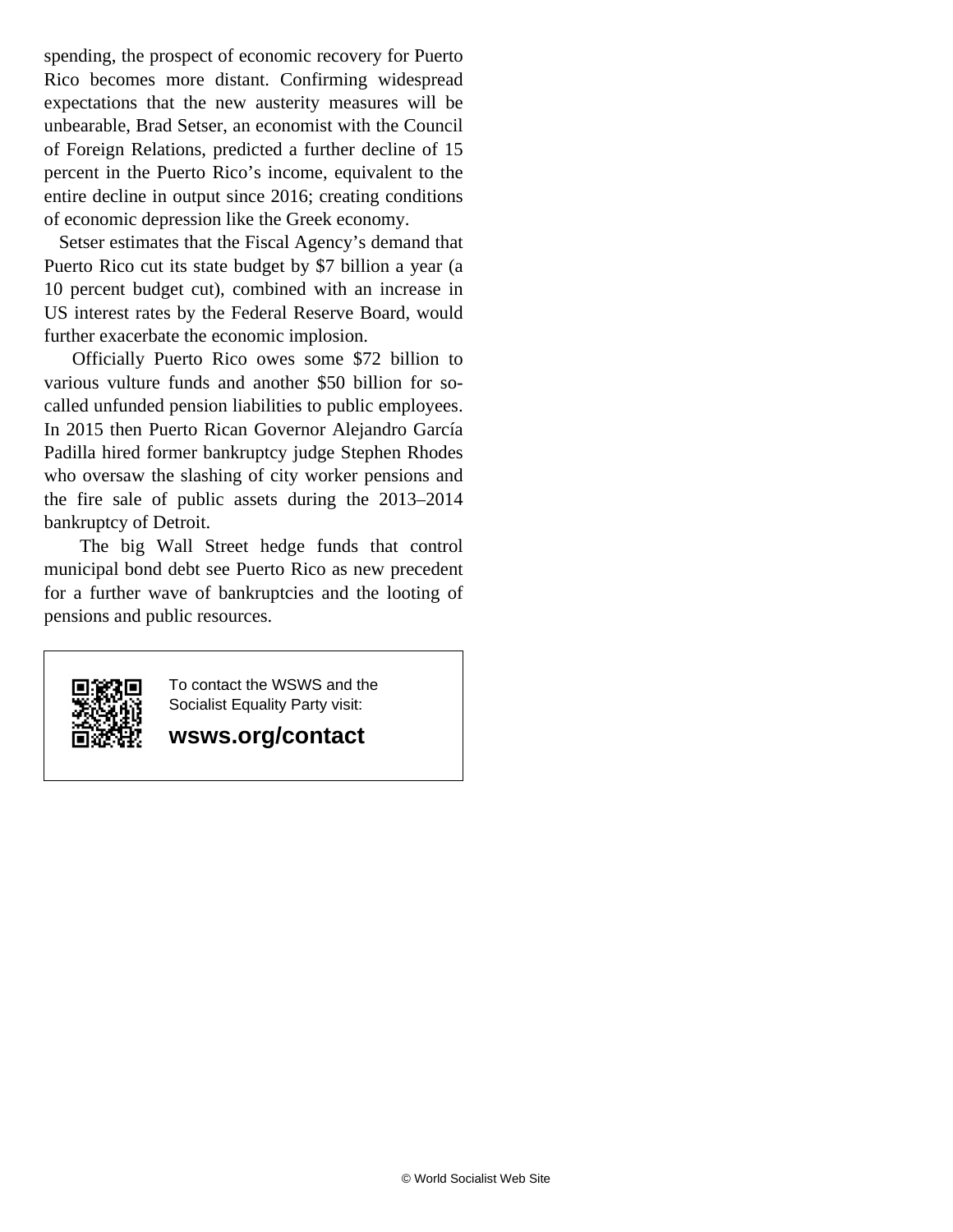spending, the prospect of economic recovery for Puerto Rico becomes more distant. Confirming widespread expectations that the new austerity measures will be unbearable, Brad Setser, an economist with the Council of Foreign Relations, predicted a further decline of 15 percent in the Puerto Rico's income, equivalent to the entire decline in output since 2016; creating conditions of economic depression like the Greek economy.

Setser estimates that the Fiscal Agency's demand that Puerto Rico cut its state budget by $7 billion a year (a 10 percent budget cut), combined with an increase in US interest rates by the Federal Reserve Board, would further exacerbate the economic implosion.

Officially Puerto Rico owes some $72 billion to various vulture funds and another $50 billion for so-called unfunded pension liabilities to public employees. In 2015 then Puerto Rican Governor Alejandro García Padilla hired former bankruptcy judge Stephen Rhodes who oversaw the slashing of city worker pensions and the fire sale of public assets during the 2013–2014 bankruptcy of Detroit.

The big Wall Street hedge funds that control municipal bond debt see Puerto Rico as new precedent for a further wave of bankruptcies and the looting of pensions and public resources.

To contact the WSWS and the Socialist Equality Party visit:

**wsws.org/contact**